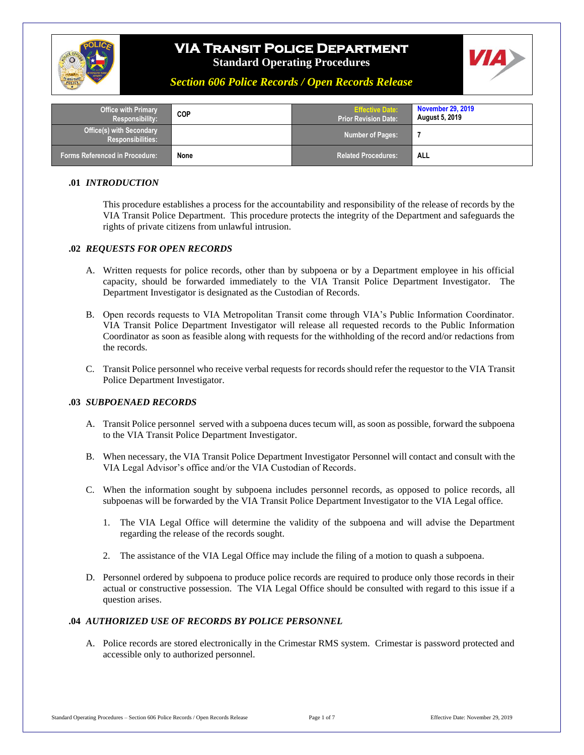# VIA Transit Police Department

**Standard Operating Procedures**

***Section 606 Police Records / Open Records Release***

| Office with Primary Responsibility: | COP | Effective Date: Prior Revision Date: | November 29, 2019 August 5, 2019 |
|---|---|---|---|
| Office(s) with Secondary Responsibilities: | | Number of Pages: | 7 |
| Forms Referenced in Procedure: | None | Related Procedures: | ALL |

## .01 *INTRODUCTION*

This procedure establishes a process for the accountability and responsibility of the release of records by the VIA Transit Police Department. This procedure protects the integrity of the Department and safeguards the rights of private citizens from unlawful intrusion.

## .02 *REQUESTS FOR OPEN RECORDS*

A. Written requests for police records, other than by subpoena or by a Department employee in his official capacity, should be forwarded immediately to the VIA Transit Police Department Investigator. The Department Investigator is designated as the Custodian of Records.

B. Open records requests to VIA Metropolitan Transit come through VIA's Public Information Coordinator. VIA Transit Police Department Investigator will release all requested records to the Public Information Coordinator as soon as feasible along with requests for the withholding of the record and/or redactions from the records.

C. Transit Police personnel who receive verbal requests for records should refer the requestor to the VIA Transit Police Department Investigator.

## .03 *SUBPOENAED RECORDS*

A. Transit Police personnel served with a subpoena duces tecum will, as soon as possible, forward the subpoena to the VIA Transit Police Department Investigator.

B. When necessary, the VIA Transit Police Department Investigator Personnel will contact and consult with the VIA Legal Advisor's office and/or the VIA Custodian of Records.

C. When the information sought by subpoena includes personnel records, as opposed to police records, all subpoenas will be forwarded by the VIA Transit Police Department Investigator to the VIA Legal office.

1. The VIA Legal Office will determine the validity of the subpoena and will advise the Department regarding the release of the records sought.

2. The assistance of the VIA Legal Office may include the filing of a motion to quash a subpoena.

D. Personnel ordered by subpoena to produce police records are required to produce only those records in their actual or constructive possession. The VIA Legal Office should be consulted with regard to this issue if a question arises.

## .04 *AUTHORIZED USE OF RECORDS BY POLICE PERSONNEL*

A. Police records are stored electronically in the Crimestar RMS system. Crimestar is password protected and accessible only to authorized personnel.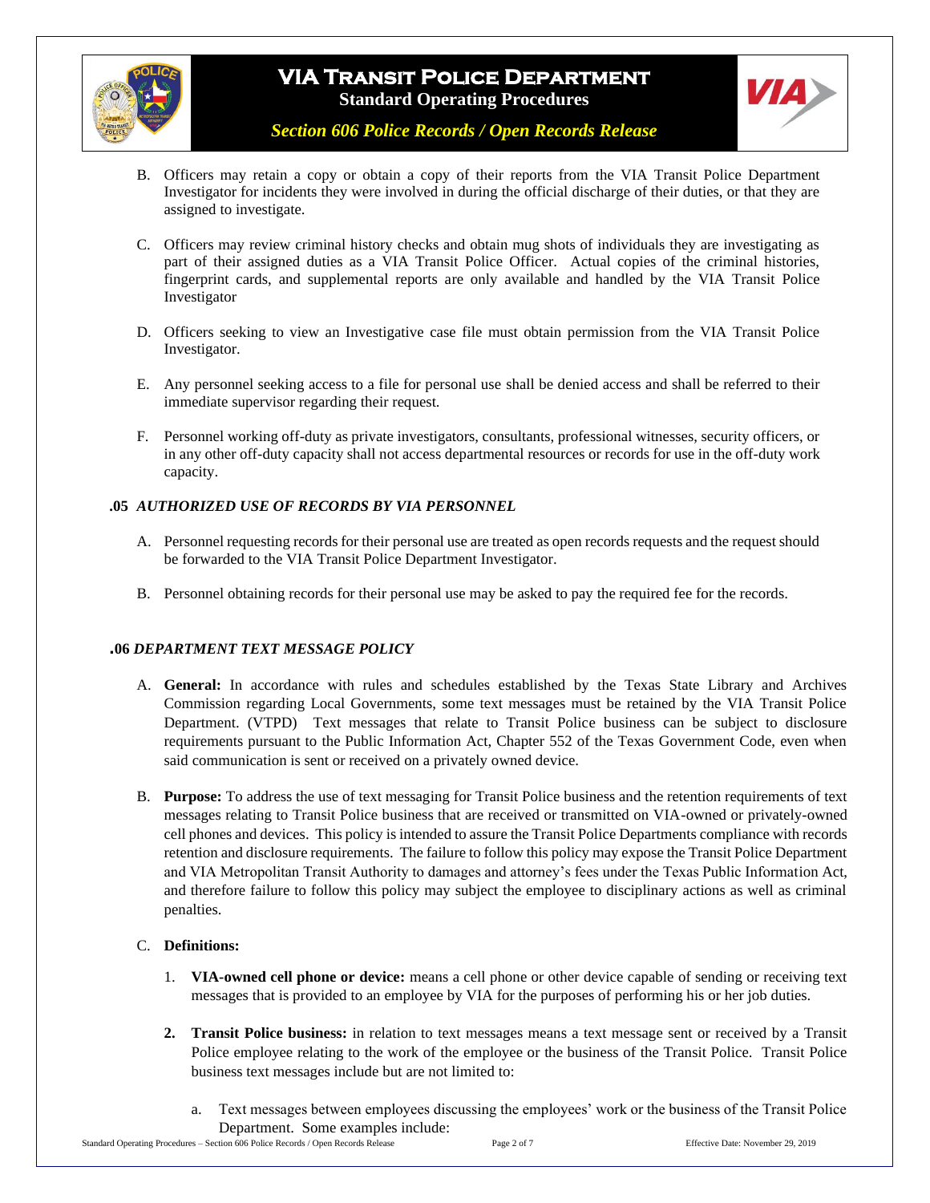B. Officers may retain a copy or obtain a copy of their reports from the VIA Transit Police Department Investigator for incidents they were involved in during the official discharge of their duties, or that they are assigned to investigate.

C. Officers may review criminal history checks and obtain mug shots of individuals they are investigating as part of their assigned duties as a VIA Transit Police Officer. Actual copies of the criminal histories, fingerprint cards, and supplemental reports are only available and handled by the VIA Transit Police Investigator

D. Officers seeking to view an Investigative case file must obtain permission from the VIA Transit Police Investigator.

E. Any personnel seeking access to a file for personal use shall be denied access and shall be referred to their immediate supervisor regarding their request.

F. Personnel working off-duty as private investigators, consultants, professional witnesses, security officers, or in any other off-duty capacity shall not access departmental resources or records for use in the off-duty work capacity.

### .05 *AUTHORIZED USE OF RECORDS BY VIA PERSONNEL*

A. Personnel requesting records for their personal use are treated as open records requests and the request should be forwarded to the VIA Transit Police Department Investigator.

B. Personnel obtaining records for their personal use may be asked to pay the required fee for the records.

### .06 *DEPARTMENT TEXT MESSAGE POLICY*

A. **General:** In accordance with rules and schedules established by the Texas State Library and Archives Commission regarding Local Governments, some text messages must be retained by the VIA Transit Police Department. (VTPD) Text messages that relate to Transit Police business can be subject to disclosure requirements pursuant to the Public Information Act, Chapter 552 of the Texas Government Code, even when said communication is sent or received on a privately owned device.

B. **Purpose:** To address the use of text messaging for Transit Police business and the retention requirements of text messages relating to Transit Police business that are received or transmitted on VIA-owned or privately-owned cell phones and devices. This policy is intended to assure the Transit Police Departments compliance with records retention and disclosure requirements. The failure to follow this policy may expose the Transit Police Department and VIA Metropolitan Transit Authority to damages and attorney's fees under the Texas Public Information Act, and therefore failure to follow this policy may subject the employee to disciplinary actions as well as criminal penalties.

C. **Definitions:**

1. **VIA-owned cell phone or device:** means a cell phone or other device capable of sending or receiving text messages that is provided to an employee by VIA for the purposes of performing his or her job duties.

2. **Transit Police business:** in relation to text messages means a text message sent or received by a Transit Police employee relating to the work of the employee or the business of the Transit Police. Transit Police business text messages include but are not limited to:

   a. Text messages between employees discussing the employees' work or the business of the Transit Police Department. Some examples include: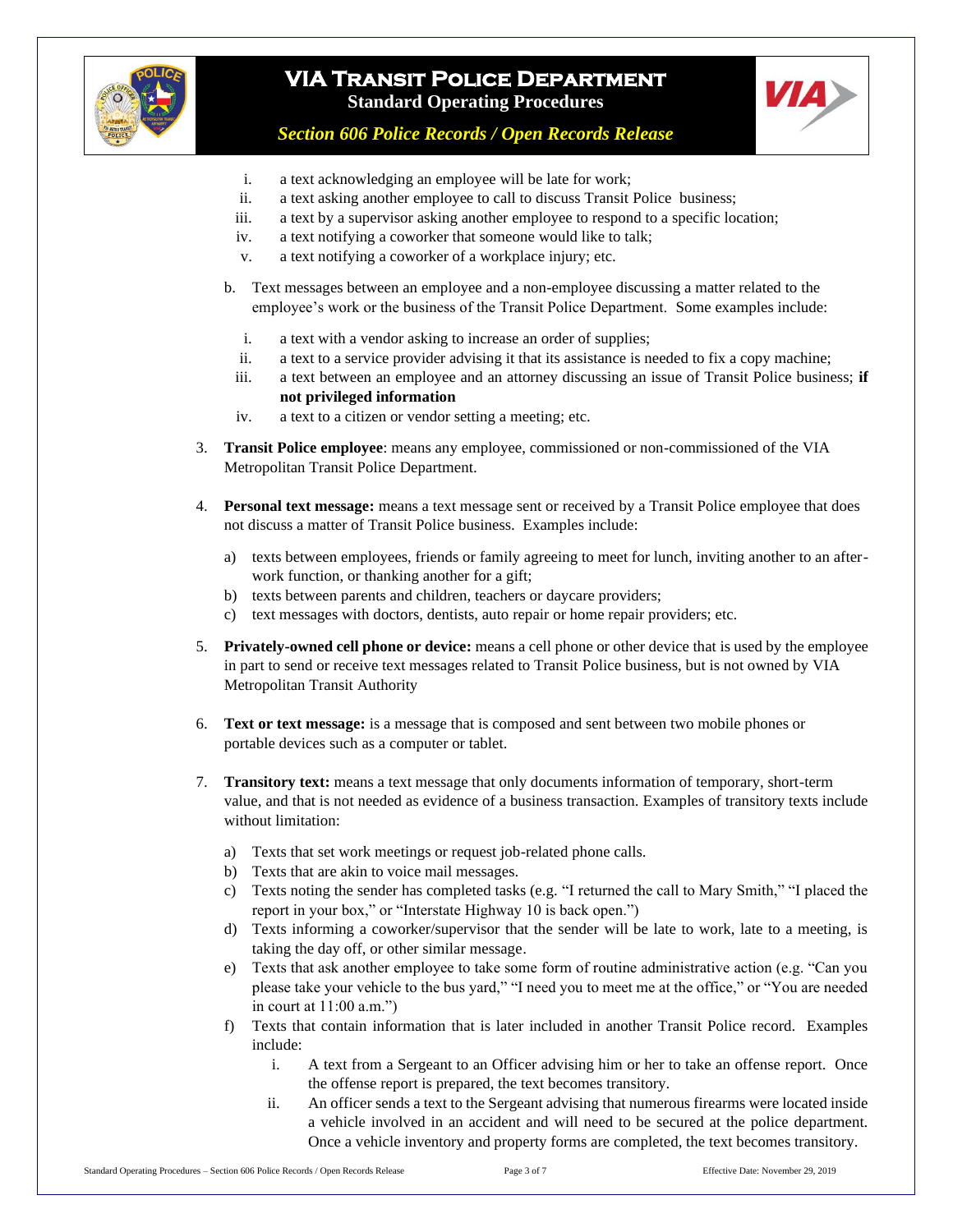i. a text acknowledging an employee will be late for work;
ii. a text asking another employee to call to discuss Transit Police business;
iii. a text by a supervisor asking another employee to respond to a specific location;
iv. a text notifying a coworker that someone would like to talk;
v. a text notifying a coworker of a workplace injury; etc.

b. Text messages between an employee and a non-employee discussing a matter related to the employee's work or the business of the Transit Police Department. Some examples include:

i. a text with a vendor asking to increase an order of supplies;
ii. a text to a service provider advising it that its assistance is needed to fix a copy machine;
iii. a text between an employee and an attorney discussing an issue of Transit Police business; **if not privileged information**
iv. a text to a citizen or vendor setting a meeting; etc.

3. **Transit Police employee**: means any employee, commissioned or non-commissioned of the VIA Metropolitan Transit Police Department.

4. **Personal text message:** means a text message sent or received by a Transit Police employee that does not discuss a matter of Transit Police business. Examples include:

a) texts between employees, friends or family agreeing to meet for lunch, inviting another to an after-work function, or thanking another for a gift;
b) texts between parents and children, teachers or daycare providers;
c) text messages with doctors, dentists, auto repair or home repair providers; etc.

5. **Privately-owned cell phone or device:** means a cell phone or other device that is used by the employee in part to send or receive text messages related to Transit Police business, but is not owned by VIA Metropolitan Transit Authority

6. **Text or text message:** is a message that is composed and sent between two mobile phones or portable devices such as a computer or tablet.

7. **Transitory text:** means a text message that only documents information of temporary, short-term value, and that is not needed as evidence of a business transaction. Examples of transitory texts include without limitation:

a) Texts that set work meetings or request job-related phone calls.
b) Texts that are akin to voice mail messages.
c) Texts noting the sender has completed tasks (e.g. "I returned the call to Mary Smith," "I placed the report in your box," or "Interstate Highway 10 is back open.")
d) Texts informing a coworker/supervisor that the sender will be late to work, late to a meeting, is taking the day off, or other similar message.
e) Texts that ask another employee to take some form of routine administrative action (e.g. "Can you please take your vehicle to the bus yard," "I need you to meet me at the office," or "You are needed in court at 11:00 a.m.")
f) Texts that contain information that is later included in another Transit Police record. Examples include:
   i. A text from a Sergeant to an Officer advising him or her to take an offense report. Once the offense report is prepared, the text becomes transitory.
   ii. An officer sends a text to the Sergeant advising that numerous firearms were located inside a vehicle involved in an accident and will need to be secured at the police department. Once a vehicle inventory and property forms are completed, the text becomes transitory.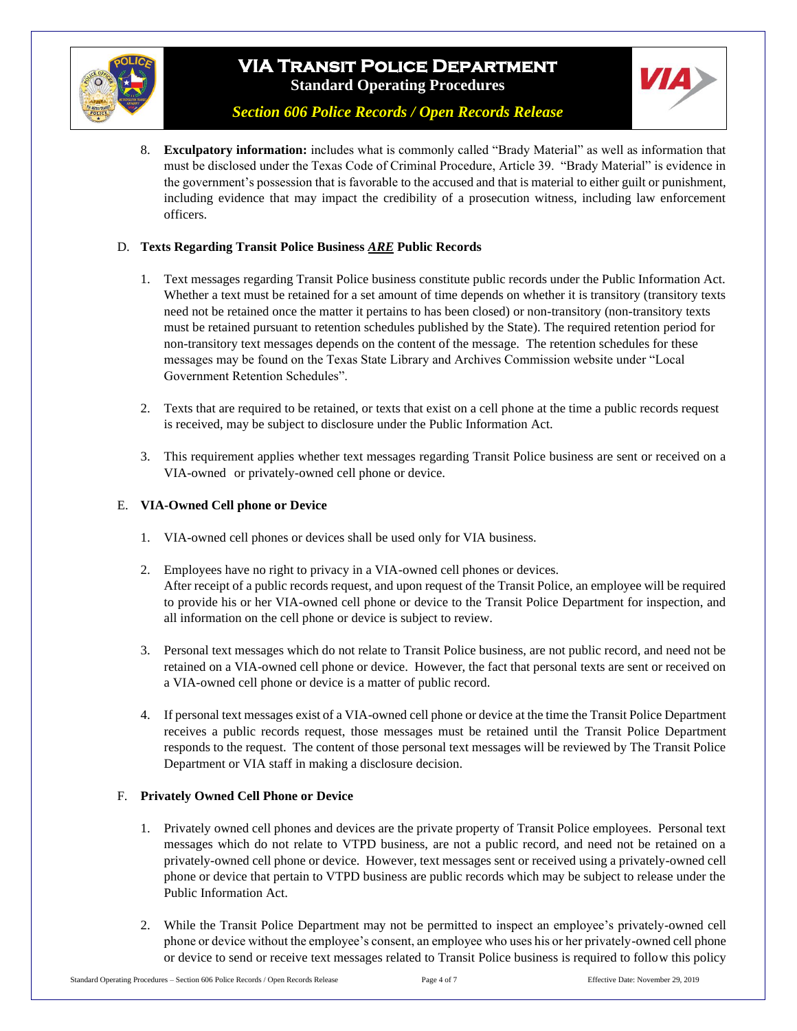8. **Exculpatory information:** includes what is commonly called "Brady Material" as well as information that must be disclosed under the Texas Code of Criminal Procedure, Article 39. "Brady Material" is evidence in the government's possession that is favorable to the accused and that is material to either guilt or punishment, including evidence that may impact the credibility of a prosecution witness, including law enforcement officers.

D. **Texts Regarding Transit Police Business _ARE_ Public Records**

1. Text messages regarding Transit Police business constitute public records under the Public Information Act. Whether a text must be retained for a set amount of time depends on whether it is transitory (transitory texts need not be retained once the matter it pertains to has been closed) or non-transitory (non-transitory texts must be retained pursuant to retention schedules published by the State). The required retention period for non-transitory text messages depends on the content of the message. The retention schedules for these messages may be found on the Texas State Library and Archives Commission website under "Local Government Retention Schedules".

2. Texts that are required to be retained, or texts that exist on a cell phone at the time a public records request is received, may be subject to disclosure under the Public Information Act.

3. This requirement applies whether text messages regarding Transit Police business are sent or received on a VIA-owned or privately-owned cell phone or device.

E. **VIA-Owned Cell phone or Device**

1. VIA-owned cell phones or devices shall be used only for VIA business.

2. Employees have no right to privacy in a VIA-owned cell phones or devices.
   After receipt of a public records request, and upon request of the Transit Police, an employee will be required to provide his or her VIA-owned cell phone or device to the Transit Police Department for inspection, and all information on the cell phone or device is subject to review.

3. Personal text messages which do not relate to Transit Police business, are not public record, and need not be retained on a VIA-owned cell phone or device. However, the fact that personal texts are sent or received on a VIA-owned cell phone or device is a matter of public record.

4. If personal text messages exist of a VIA-owned cell phone or device at the time the Transit Police Department receives a public records request, those messages must be retained until the Transit Police Department responds to the request. The content of those personal text messages will be reviewed by The Transit Police Department or VIA staff in making a disclosure decision.

F. **Privately Owned Cell Phone or Device**

1. Privately owned cell phones and devices are the private property of Transit Police employees. Personal text messages which do not relate to VTPD business, are not a public record, and need not be retained on a privately-owned cell phone or device. However, text messages sent or received using a privately-owned cell phone or device that pertain to VTPD business are public records which may be subject to release under the Public Information Act.

2. While the Transit Police Department may not be permitted to inspect an employee's privately-owned cell phone or device without the employee's consent, an employee who uses his or her privately-owned cell phone or device to send or receive text messages related to Transit Police business is required to follow this policy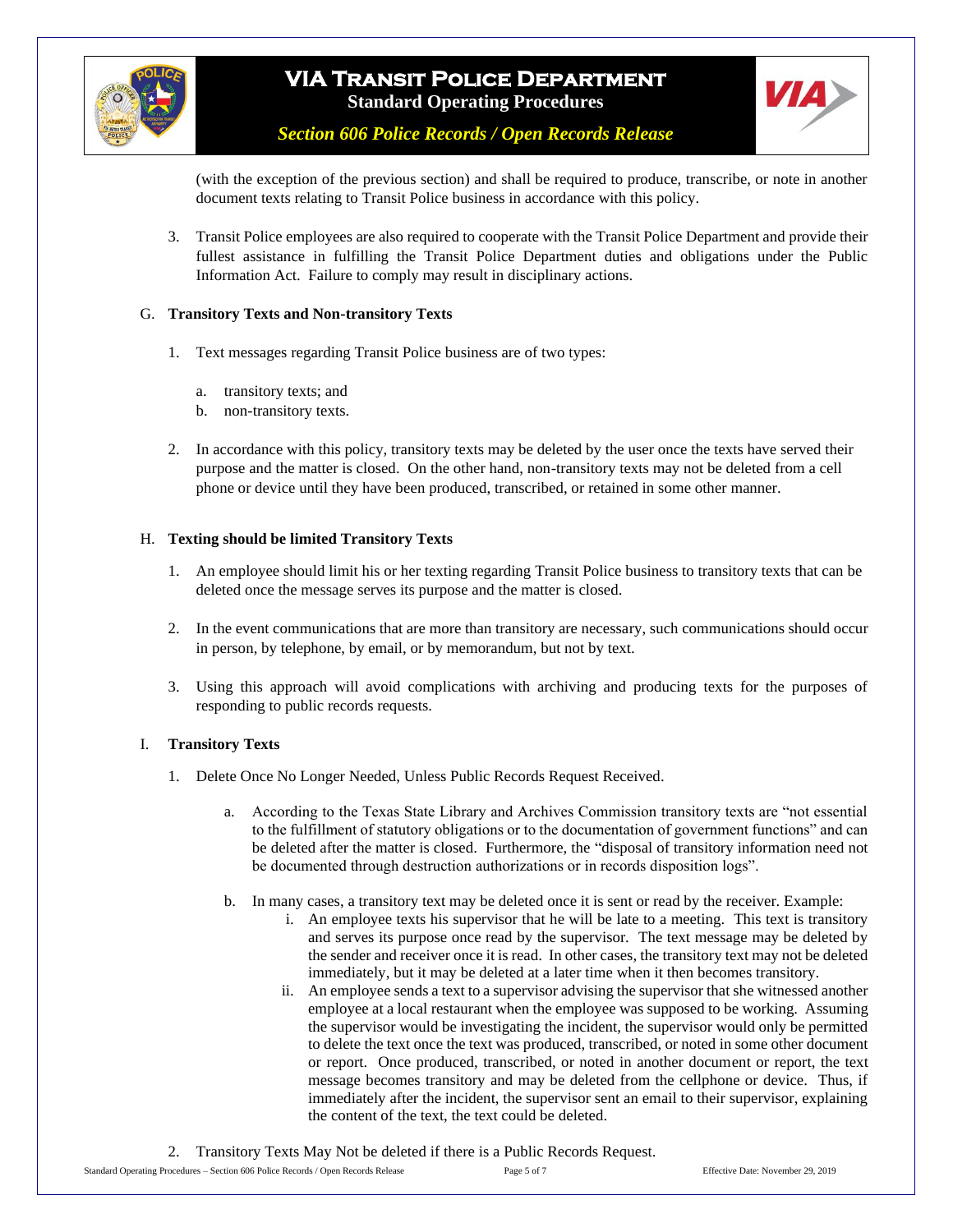(with the exception of the previous section) and shall be required to produce, transcribe, or note in another document texts relating to Transit Police business in accordance with this policy.

3. Transit Police employees are also required to cooperate with the Transit Police Department and provide their fullest assistance in fulfilling the Transit Police Department duties and obligations under the Public Information Act. Failure to comply may result in disciplinary actions.

G. **Transitory Texts and Non-transitory Texts**

1. Text messages regarding Transit Police business are of two types:

    a. transitory texts; and
    b. non-transitory texts.

2. In accordance with this policy, transitory texts may be deleted by the user once the texts have served their purpose and the matter is closed. On the other hand, non-transitory texts may not be deleted from a cell phone or device until they have been produced, transcribed, or retained in some other manner.

H. **Texting should be limited Transitory Texts**

1. An employee should limit his or her texting regarding Transit Police business to transitory texts that can be deleted once the message serves its purpose and the matter is closed.

2. In the event communications that are more than transitory are necessary, such communications should occur in person, by telephone, by email, or by memorandum, but not by text.

3. Using this approach will avoid complications with archiving and producing texts for the purposes of responding to public records requests.

I. **Transitory Texts**

1. Delete Once No Longer Needed, Unless Public Records Request Received.

    a. According to the Texas State Library and Archives Commission transitory texts are "not essential to the fulfillment of statutory obligations or to the documentation of government functions" and can be deleted after the matter is closed. Furthermore, the "disposal of transitory information need not be documented through destruction authorizations or in records disposition logs".

    b. In many cases, a transitory text may be deleted once it is sent or read by the receiver. Example:

        i. An employee texts his supervisor that he will be late to a meeting. This text is transitory and serves its purpose once read by the supervisor. The text message may be deleted by the sender and receiver once it is read. In other cases, the transitory text may not be deleted immediately, but it may be deleted at a later time when it then becomes transitory.

        ii. An employee sends a text to a supervisor advising the supervisor that she witnessed another employee at a local restaurant when the employee was supposed to be working. Assuming the supervisor would be investigating the incident, the supervisor would only be permitted to delete the text once the text was produced, transcribed, or noted in some other document or report. Once produced, transcribed, or noted in another document or report, the text message becomes transitory and may be deleted from the cellphone or device. Thus, if immediately after the incident, the supervisor sent an email to their supervisor, explaining the content of the text, the text could be deleted.

2. Transitory Texts May Not be deleted if there is a Public Records Request.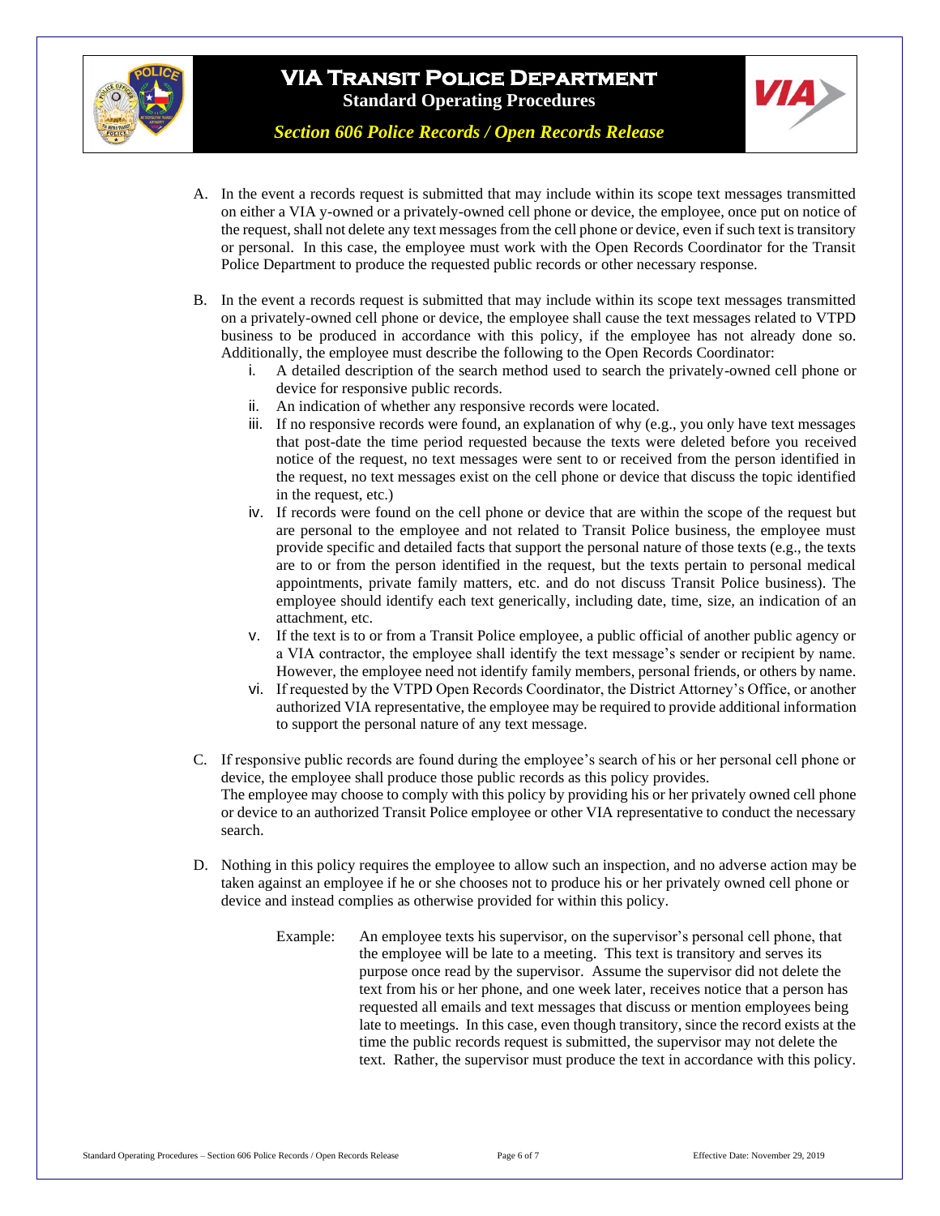A. In the event a records request is submitted that may include within its scope text messages transmitted on either a VIA y-owned or a privately-owned cell phone or device, the employee, once put on notice of the request, shall not delete any text messages from the cell phone or device, even if such text is transitory or personal. In this case, the employee must work with the Open Records Coordinator for the Transit Police Department to produce the requested public records or other necessary response.

B. In the event a records request is submitted that may include within its scope text messages transmitted on a privately-owned cell phone or device, the employee shall cause the text messages related to VTPD business to be produced in accordance with this policy, if the employee has not already done so. Additionally, the employee must describe the following to the Open Records Coordinator:

   i. A detailed description of the search method used to search the privately-owned cell phone or device for responsive public records.
   ii. An indication of whether any responsive records were located.
   iii. If no responsive records were found, an explanation of why (e.g., you only have text messages that post-date the time period requested because the texts were deleted before you received notice of the request, no text messages were sent to or received from the person identified in the request, no text messages exist on the cell phone or device that discuss the topic identified in the request, etc.)
   iv. If records were found on the cell phone or device that are within the scope of the request but are personal to the employee and not related to Transit Police business, the employee must provide specific and detailed facts that support the personal nature of those texts (e.g., the texts are to or from the person identified in the request, but the texts pertain to personal medical appointments, private family matters, etc. and do not discuss Transit Police business). The employee should identify each text generically, including date, time, size, an indication of an attachment, etc.
   v. If the text is to or from a Transit Police employee, a public official of another public agency or a VIA contractor, the employee shall identify the text message's sender or recipient by name. However, the employee need not identify family members, personal friends, or others by name.
   vi. If requested by the VTPD Open Records Coordinator, the District Attorney's Office, or another authorized VIA representative, the employee may be required to provide additional information to support the personal nature of any text message.

C. If responsive public records are found during the employee's search of his or her personal cell phone or device, the employee shall produce those public records as this policy provides.
The employee may choose to comply with this policy by providing his or her privately owned cell phone or device to an authorized Transit Police employee or other VIA representative to conduct the necessary search.

D. Nothing in this policy requires the employee to allow such an inspection, and no adverse action may be taken against an employee if he or she chooses not to produce his or her privately owned cell phone or device and instead complies as otherwise provided for within this policy.

   Example: An employee texts his supervisor, on the supervisor's personal cell phone, that the employee will be late to a meeting. This text is transitory and serves its purpose once read by the supervisor. Assume the supervisor did not delete the text from his or her phone, and one week later, receives notice that a person has requested all emails and text messages that discuss or mention employees being late to meetings. In this case, even though transitory, since the record exists at the time the public records request is submitted, the supervisor may not delete the text. Rather, the supervisor must produce the text in accordance with this policy.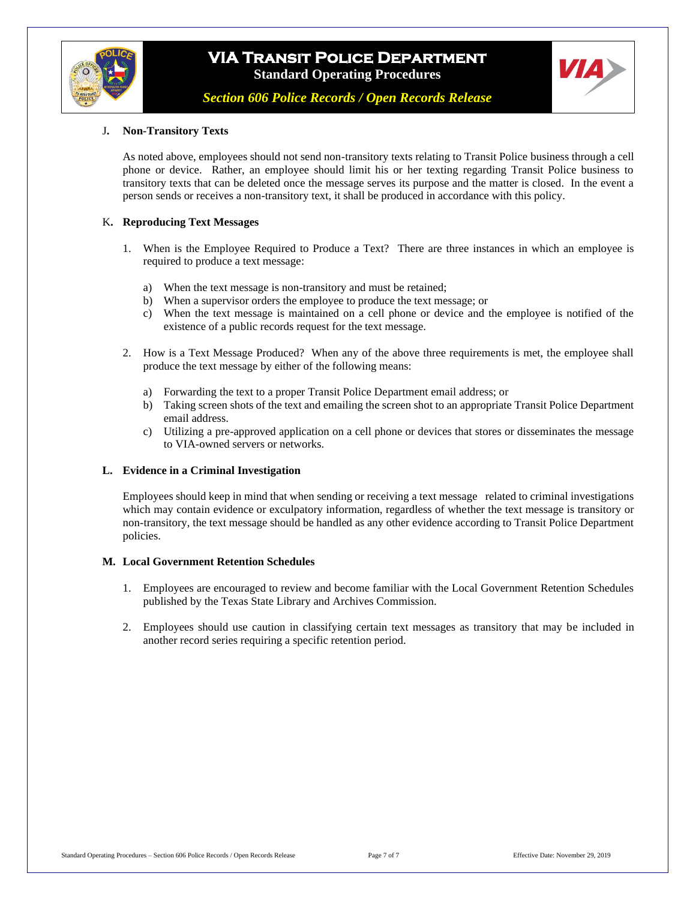### J. Non-Transitory Texts

As noted above, employees should not send non-transitory texts relating to Transit Police business through a cell phone or device. Rather, an employee should limit his or her texting regarding Transit Police business to transitory texts that can be deleted once the message serves its purpose and the matter is closed. In the event a person sends or receives a non-transitory text, it shall be produced in accordance with this policy.

### K. Reproducing Text Messages

1. When is the Employee Required to Produce a Text? There are three instances in which an employee is required to produce a text message:

   a) When the text message is non-transitory and must be retained;
   b) When a supervisor orders the employee to produce the text message; or
   c) When the text message is maintained on a cell phone or device and the employee is notified of the existence of a public records request for the text message.

2. How is a Text Message Produced? When any of the above three requirements is met, the employee shall produce the text message by either of the following means:

   a) Forwarding the text to a proper Transit Police Department email address; or
   b) Taking screen shots of the text and emailing the screen shot to an appropriate Transit Police Department email address.
   c) Utilizing a pre-approved application on a cell phone or devices that stores or disseminates the message to VIA-owned servers or networks.

### L. Evidence in a Criminal Investigation

Employees should keep in mind that when sending or receiving a text message related to criminal investigations which may contain evidence or exculpatory information, regardless of whether the text message is transitory or non-transitory, the text message should be handled as any other evidence according to Transit Police Department policies.

### M. Local Government Retention Schedules

1. Employees are encouraged to review and become familiar with the Local Government Retention Schedules published by the Texas State Library and Archives Commission.

2. Employees should use caution in classifying certain text messages as transitory that may be included in another record series requiring a specific retention period.